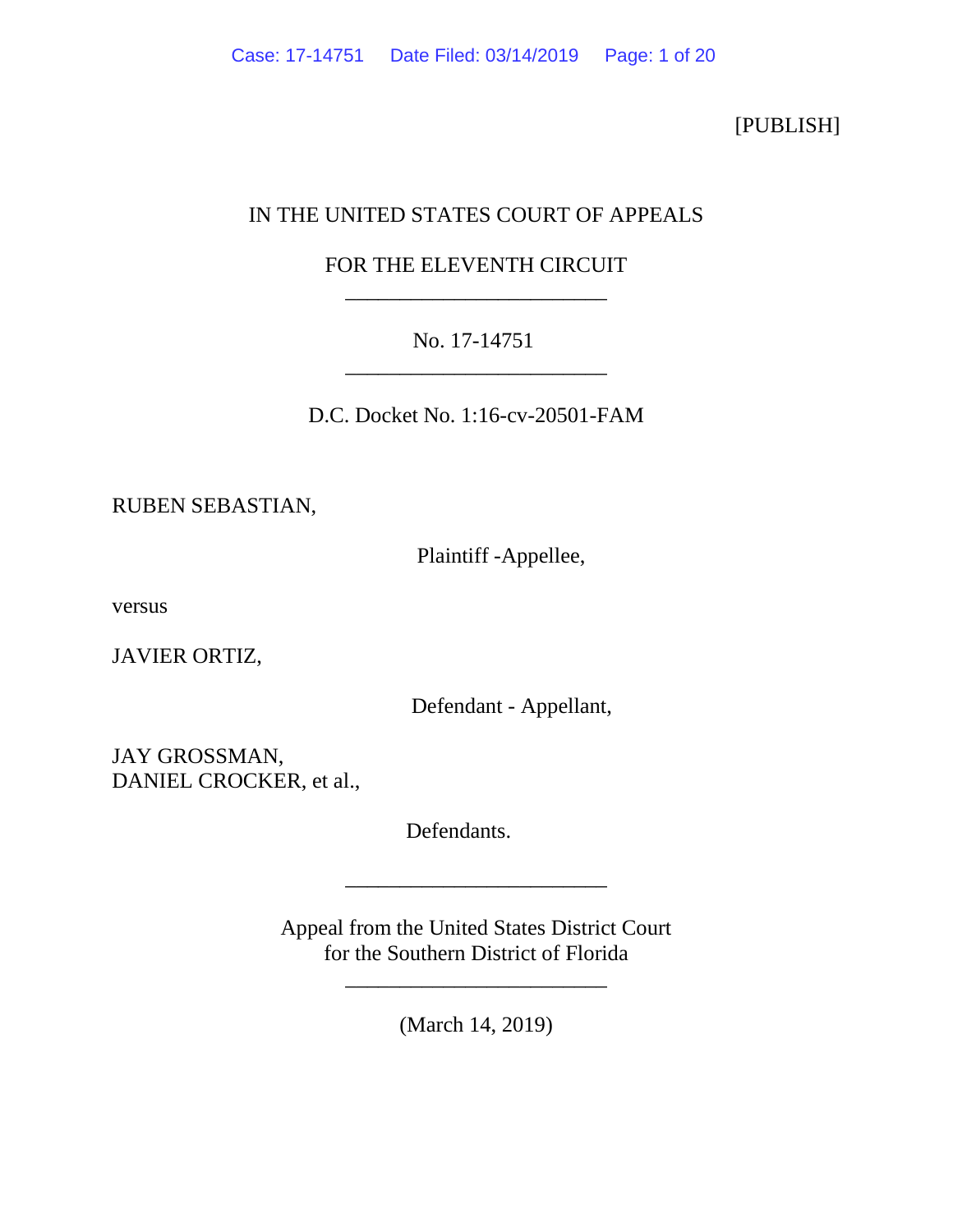[PUBLISH]

IN THE UNITED STATES COURT OF APPEALS

FOR THE ELEVENTH CIRCUIT

________________________

No. 17-14751

________________________

D.C. Docket No. 1:16-cv-20501-FAM

RUBEN SEBASTIAN,

Plaintiff -Appellee,

versus

JAVIER ORTIZ,

Defendant - Appellant,

JAY GROSSMAN,
DANIEL CROCKER, et al.,

Defendants.

________________________

Appeal from the United States District Court
for the Southern District of Florida

________________________

(March 14, 2019)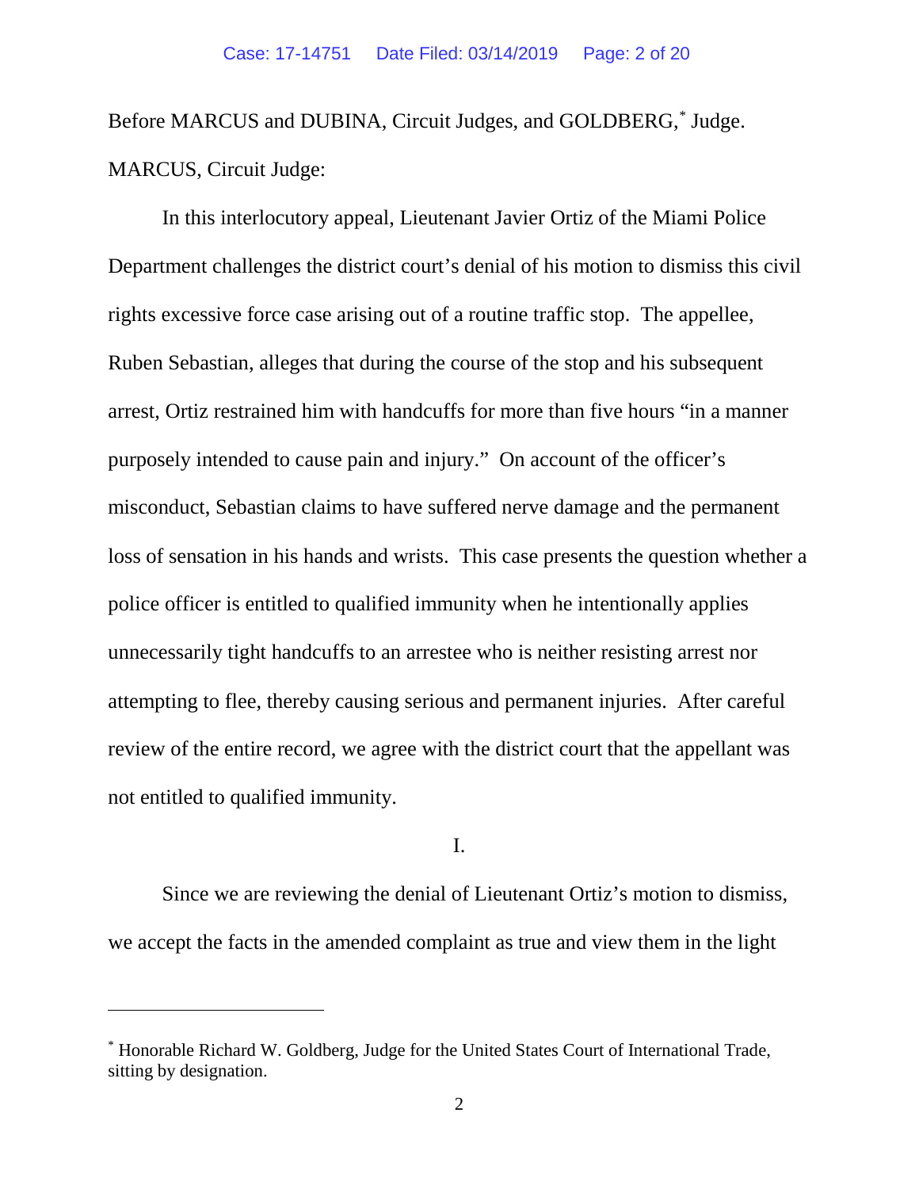Before MARCUS and DUBINA, Circuit Judges, and GOLDBERG,* Judge.

MARCUS, Circuit Judge:

In this interlocutory appeal, Lieutenant Javier Ortiz of the Miami Police Department challenges the district court's denial of his motion to dismiss this civil rights excessive force case arising out of a routine traffic stop. The appellee, Ruben Sebastian, alleges that during the course of the stop and his subsequent arrest, Ortiz restrained him with handcuffs for more than five hours "in a manner purposely intended to cause pain and injury." On account of the officer's misconduct, Sebastian claims to have suffered nerve damage and the permanent loss of sensation in his hands and wrists. This case presents the question whether a police officer is entitled to qualified immunity when he intentionally applies unnecessarily tight handcuffs to an arrestee who is neither resisting arrest nor attempting to flee, thereby causing serious and permanent injuries. After careful review of the entire record, we agree with the district court that the appellant was not entitled to qualified immunity.

I.

Since we are reviewing the denial of Lieutenant Ortiz's motion to dismiss, we accept the facts in the amended complaint as true and view them in the light

---

* Honorable Richard W. Goldberg, Judge for the United States Court of International Trade, sitting by designation.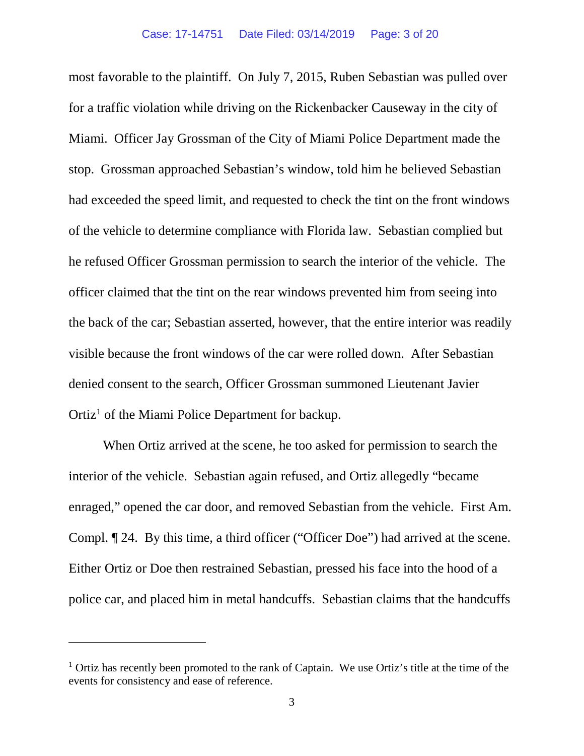most favorable to the plaintiff. On July 7, 2015, Ruben Sebastian was pulled over for a traffic violation while driving on the Rickenbacker Causeway in the city of Miami. Officer Jay Grossman of the City of Miami Police Department made the stop. Grossman approached Sebastian's window, told him he believed Sebastian had exceeded the speed limit, and requested to check the tint on the front windows of the vehicle to determine compliance with Florida law. Sebastian complied but he refused Officer Grossman permission to search the interior of the vehicle. The officer claimed that the tint on the rear windows prevented him from seeing into the back of the car; Sebastian asserted, however, that the entire interior was readily visible because the front windows of the car were rolled down. After Sebastian denied consent to the search, Officer Grossman summoned Lieutenant Javier Ortiz[1] of the Miami Police Department for backup.

When Ortiz arrived at the scene, he too asked for permission to search the interior of the vehicle. Sebastian again refused, and Ortiz allegedly "became enraged," opened the car door, and removed Sebastian from the vehicle. First Am. Compl. ¶ 24. By this time, a third officer ("Officer Doe") had arrived at the scene. Either Ortiz or Doe then restrained Sebastian, pressed his face into the hood of a police car, and placed him in metal handcuffs. Sebastian claims that the handcuffs

---

[1] Ortiz has recently been promoted to the rank of Captain. We use Ortiz's title at the time of the events for consistency and ease of reference.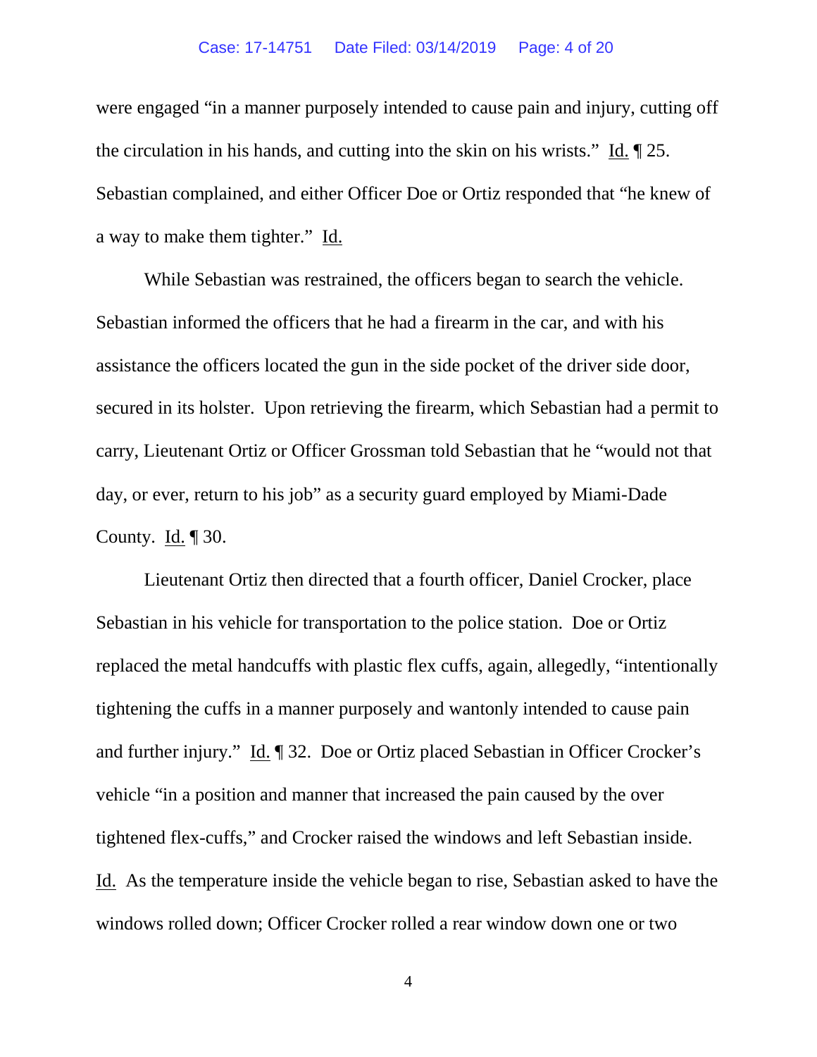were engaged "in a manner purposely intended to cause pain and injury, cutting off the circulation in his hands, and cutting into the skin on his wrists." Id. ¶ 25. Sebastian complained, and either Officer Doe or Ortiz responded that "he knew of a way to make them tighter." Id.

While Sebastian was restrained, the officers began to search the vehicle. Sebastian informed the officers that he had a firearm in the car, and with his assistance the officers located the gun in the side pocket of the driver side door, secured in its holster. Upon retrieving the firearm, which Sebastian had a permit to carry, Lieutenant Ortiz or Officer Grossman told Sebastian that he "would not that day, or ever, return to his job" as a security guard employed by Miami-Dade County. Id. ¶ 30.

Lieutenant Ortiz then directed that a fourth officer, Daniel Crocker, place Sebastian in his vehicle for transportation to the police station. Doe or Ortiz replaced the metal handcuffs with plastic flex cuffs, again, allegedly, "intentionally tightening the cuffs in a manner purposely and wantonly intended to cause pain and further injury." Id. ¶ 32. Doe or Ortiz placed Sebastian in Officer Crocker's vehicle "in a position and manner that increased the pain caused by the over tightened flex-cuffs," and Crocker raised the windows and left Sebastian inside. Id. As the temperature inside the vehicle began to rise, Sebastian asked to have the windows rolled down; Officer Crocker rolled a rear window down one or two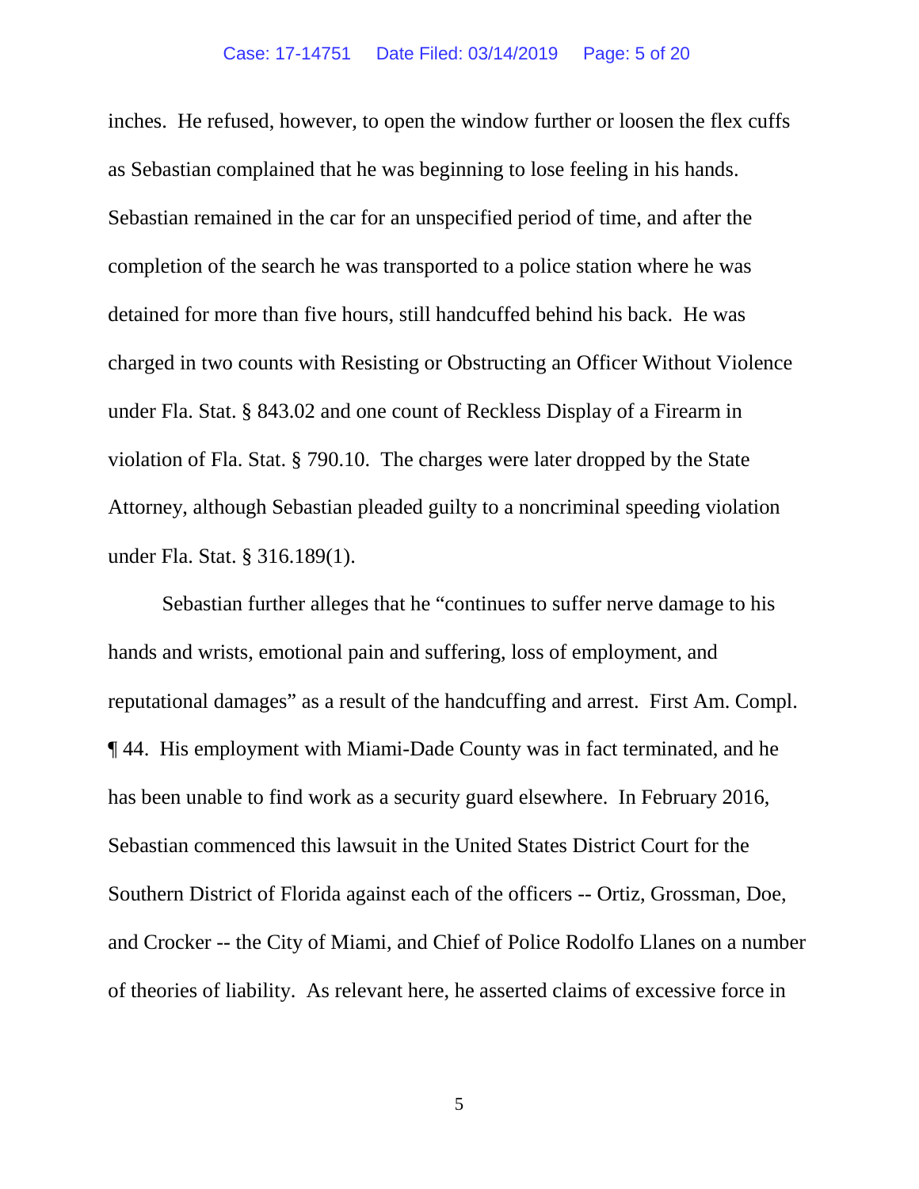inches. He refused, however, to open the window further or loosen the flex cuffs as Sebastian complained that he was beginning to lose feeling in his hands. Sebastian remained in the car for an unspecified period of time, and after the completion of the search he was transported to a police station where he was detained for more than five hours, still handcuffed behind his back. He was charged in two counts with Resisting or Obstructing an Officer Without Violence under Fla. Stat. § 843.02 and one count of Reckless Display of a Firearm in violation of Fla. Stat. § 790.10. The charges were later dropped by the State Attorney, although Sebastian pleaded guilty to a noncriminal speeding violation under Fla. Stat. § 316.189(1).

Sebastian further alleges that he "continues to suffer nerve damage to his hands and wrists, emotional pain and suffering, loss of employment, and reputational damages" as a result of the handcuffing and arrest. First Am. Compl. ¶ 44. His employment with Miami-Dade County was in fact terminated, and he has been unable to find work as a security guard elsewhere. In February 2016, Sebastian commenced this lawsuit in the United States District Court for the Southern District of Florida against each of the officers -- Ortiz, Grossman, Doe, and Crocker -- the City of Miami, and Chief of Police Rodolfo Llanes on a number of theories of liability. As relevant here, he asserted claims of excessive force in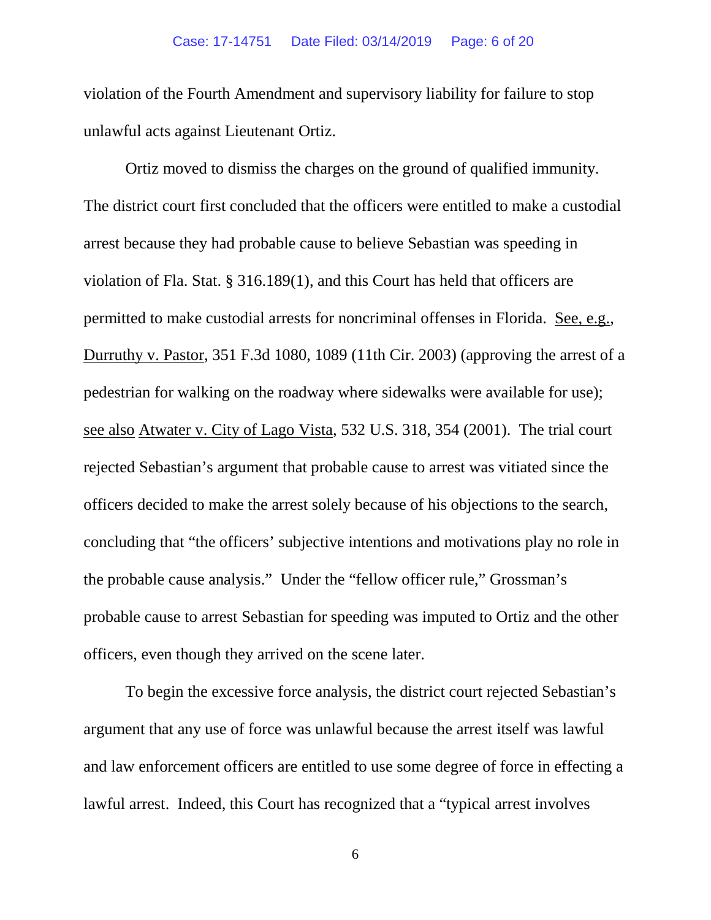violation of the Fourth Amendment and supervisory liability for failure to stop unlawful acts against Lieutenant Ortiz.

Ortiz moved to dismiss the charges on the ground of qualified immunity. The district court first concluded that the officers were entitled to make a custodial arrest because they had probable cause to believe Sebastian was speeding in violation of Fla. Stat. § 316.189(1), and this Court has held that officers are permitted to make custodial arrests for noncriminal offenses in Florida. See, e.g., Durruthy v. Pastor, 351 F.3d 1080, 1089 (11th Cir. 2003) (approving the arrest of a pedestrian for walking on the roadway where sidewalks were available for use); see also Atwater v. City of Lago Vista, 532 U.S. 318, 354 (2001). The trial court rejected Sebastian's argument that probable cause to arrest was vitiated since the officers decided to make the arrest solely because of his objections to the search, concluding that "the officers' subjective intentions and motivations play no role in the probable cause analysis." Under the "fellow officer rule," Grossman's probable cause to arrest Sebastian for speeding was imputed to Ortiz and the other officers, even though they arrived on the scene later.

To begin the excessive force analysis, the district court rejected Sebastian's argument that any use of force was unlawful because the arrest itself was lawful and law enforcement officers are entitled to use some degree of force in effecting a lawful arrest. Indeed, this Court has recognized that a "typical arrest involves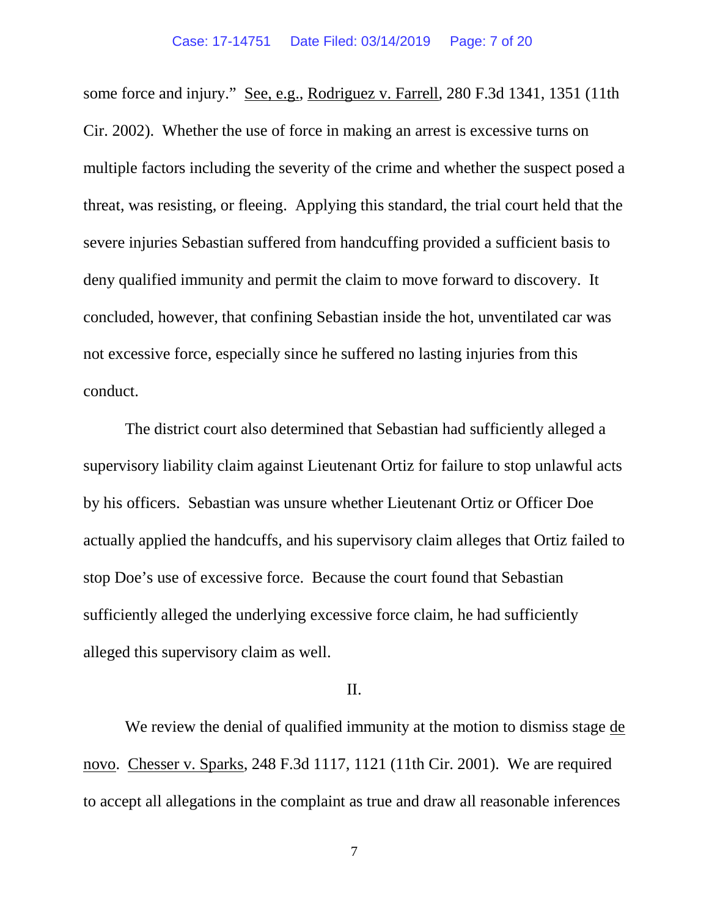some force and injury." See, e.g., Rodriguez v. Farrell, 280 F.3d 1341, 1351 (11th Cir. 2002). Whether the use of force in making an arrest is excessive turns on multiple factors including the severity of the crime and whether the suspect posed a threat, was resisting, or fleeing. Applying this standard, the trial court held that the severe injuries Sebastian suffered from handcuffing provided a sufficient basis to deny qualified immunity and permit the claim to move forward to discovery. It concluded, however, that confining Sebastian inside the hot, unventilated car was not excessive force, especially since he suffered no lasting injuries from this conduct.

The district court also determined that Sebastian had sufficiently alleged a supervisory liability claim against Lieutenant Ortiz for failure to stop unlawful acts by his officers. Sebastian was unsure whether Lieutenant Ortiz or Officer Doe actually applied the handcuffs, and his supervisory claim alleges that Ortiz failed to stop Doe's use of excessive force. Because the court found that Sebastian sufficiently alleged the underlying excessive force claim, he had sufficiently alleged this supervisory claim as well.

## II.

We review the denial of qualified immunity at the motion to dismiss stage de novo. Chesser v. Sparks, 248 F.3d 1117, 1121 (11th Cir. 2001). We are required to accept all allegations in the complaint as true and draw all reasonable inferences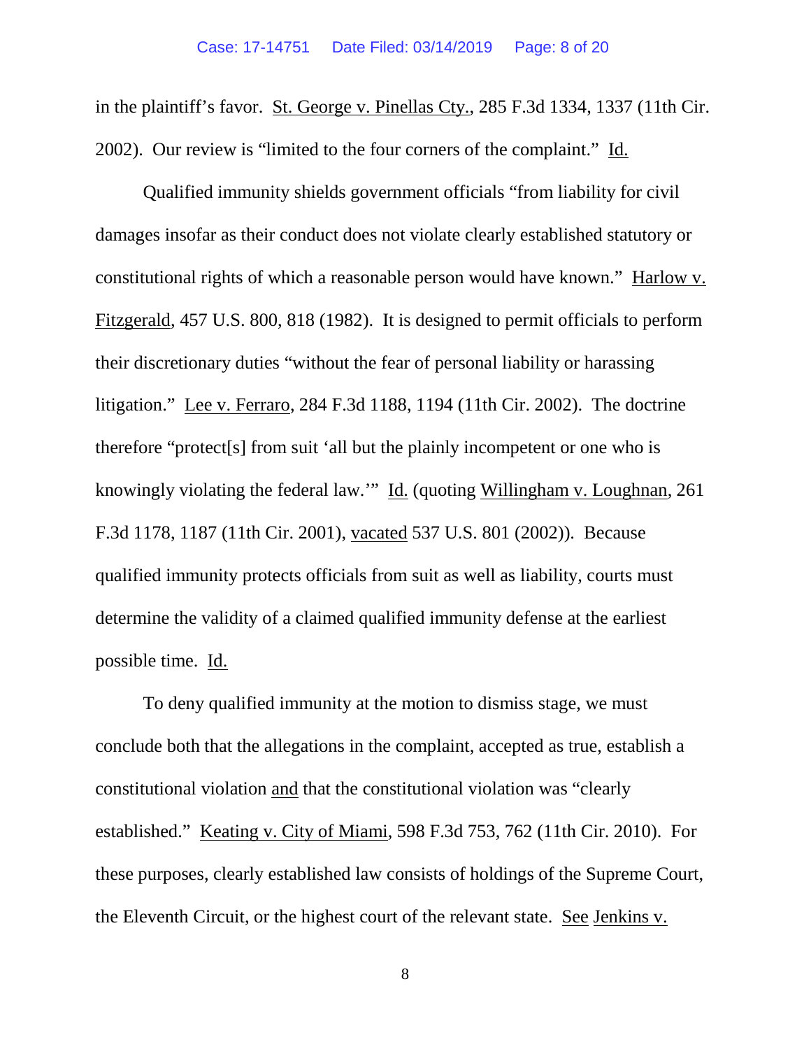in the plaintiff's favor. St. George v. Pinellas Cty., 285 F.3d 1334, 1337 (11th Cir. 2002). Our review is "limited to the four corners of the complaint." Id.

Qualified immunity shields government officials "from liability for civil damages insofar as their conduct does not violate clearly established statutory or constitutional rights of which a reasonable person would have known." Harlow v. Fitzgerald, 457 U.S. 800, 818 (1982). It is designed to permit officials to perform their discretionary duties "without the fear of personal liability or harassing litigation." Lee v. Ferraro, 284 F.3d 1188, 1194 (11th Cir. 2002). The doctrine therefore "protect[s] from suit 'all but the plainly incompetent or one who is knowingly violating the federal law.'" Id. (quoting Willingham v. Loughnan, 261 F.3d 1178, 1187 (11th Cir. 2001), vacated 537 U.S. 801 (2002)). Because qualified immunity protects officials from suit as well as liability, courts must determine the validity of a claimed qualified immunity defense at the earliest possible time. Id.

To deny qualified immunity at the motion to dismiss stage, we must conclude both that the allegations in the complaint, accepted as true, establish a constitutional violation and that the constitutional violation was "clearly established." Keating v. City of Miami, 598 F.3d 753, 762 (11th Cir. 2010). For these purposes, clearly established law consists of holdings of the Supreme Court, the Eleventh Circuit, or the highest court of the relevant state. See Jenkins v.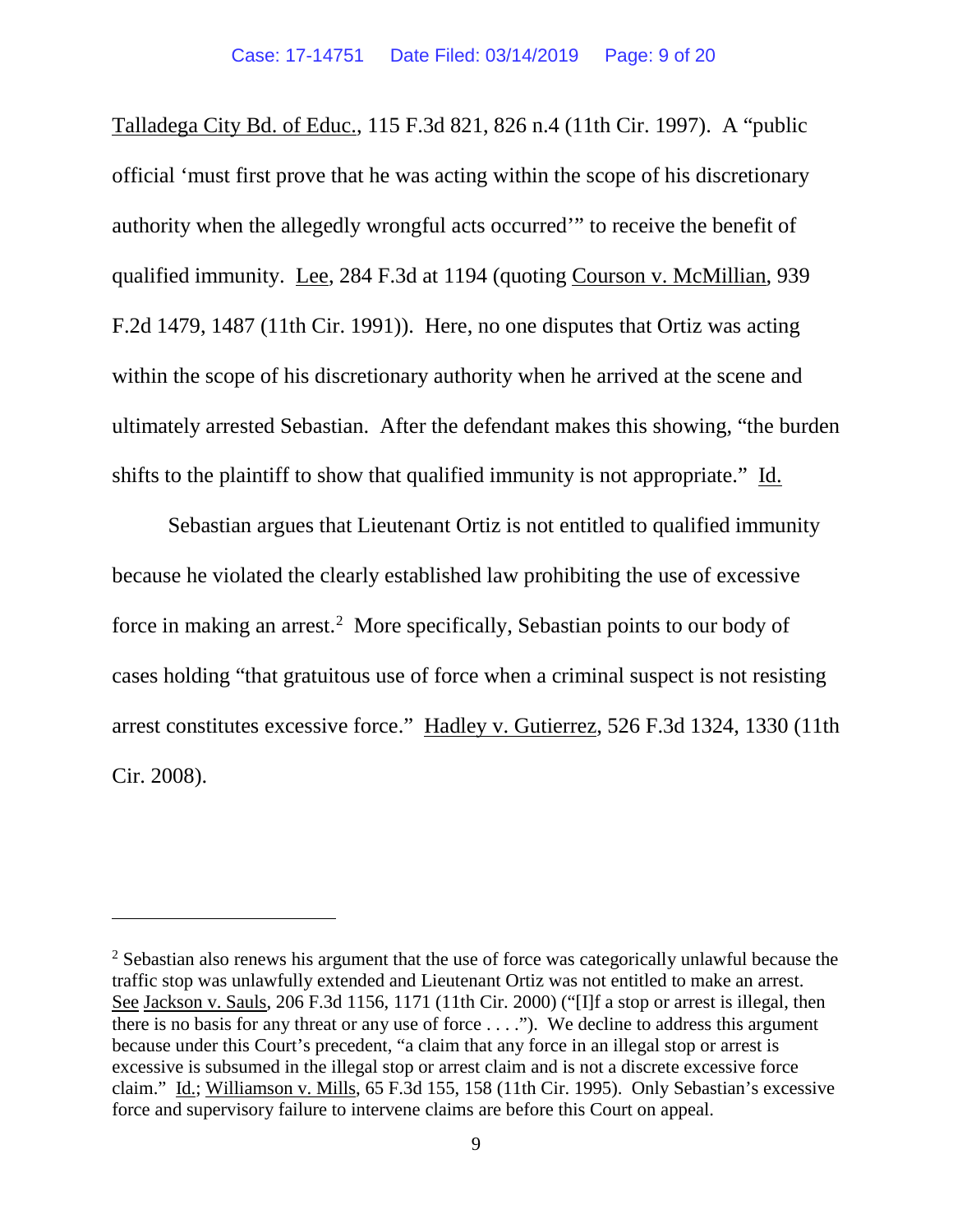Talladega City Bd. of Educ., 115 F.3d 821, 826 n.4 (11th Cir. 1997). A "public official 'must first prove that he was acting within the scope of his discretionary authority when the allegedly wrongful acts occurred'" to receive the benefit of qualified immunity. Lee, 284 F.3d at 1194 (quoting Courson v. McMillian, 939 F.2d 1479, 1487 (11th Cir. 1991)). Here, no one disputes that Ortiz was acting within the scope of his discretionary authority when he arrived at the scene and ultimately arrested Sebastian. After the defendant makes this showing, "the burden shifts to the plaintiff to show that qualified immunity is not appropriate." Id.

Sebastian argues that Lieutenant Ortiz is not entitled to qualified immunity because he violated the clearly established law prohibiting the use of excessive force in making an arrest.[2] More specifically, Sebastian points to our body of cases holding "that gratuitous use of force when a criminal suspect is not resisting arrest constitutes excessive force." Hadley v. Gutierrez, 526 F.3d 1324, 1330 (11th Cir. 2008).

---

[2] Sebastian also renews his argument that the use of force was categorically unlawful because the traffic stop was unlawfully extended and Lieutenant Ortiz was not entitled to make an arrest. See Jackson v. Sauls, 206 F.3d 1156, 1171 (11th Cir. 2000) ("[I]f a stop or arrest is illegal, then there is no basis for any threat or any use of force . . . ."). We decline to address this argument because under this Court's precedent, "a claim that any force in an illegal stop or arrest is excessive is subsumed in the illegal stop or arrest claim and is not a discrete excessive force claim." Id.; Williamson v. Mills, 65 F.3d 155, 158 (11th Cir. 1995). Only Sebastian's excessive force and supervisory failure to intervene claims are before this Court on appeal.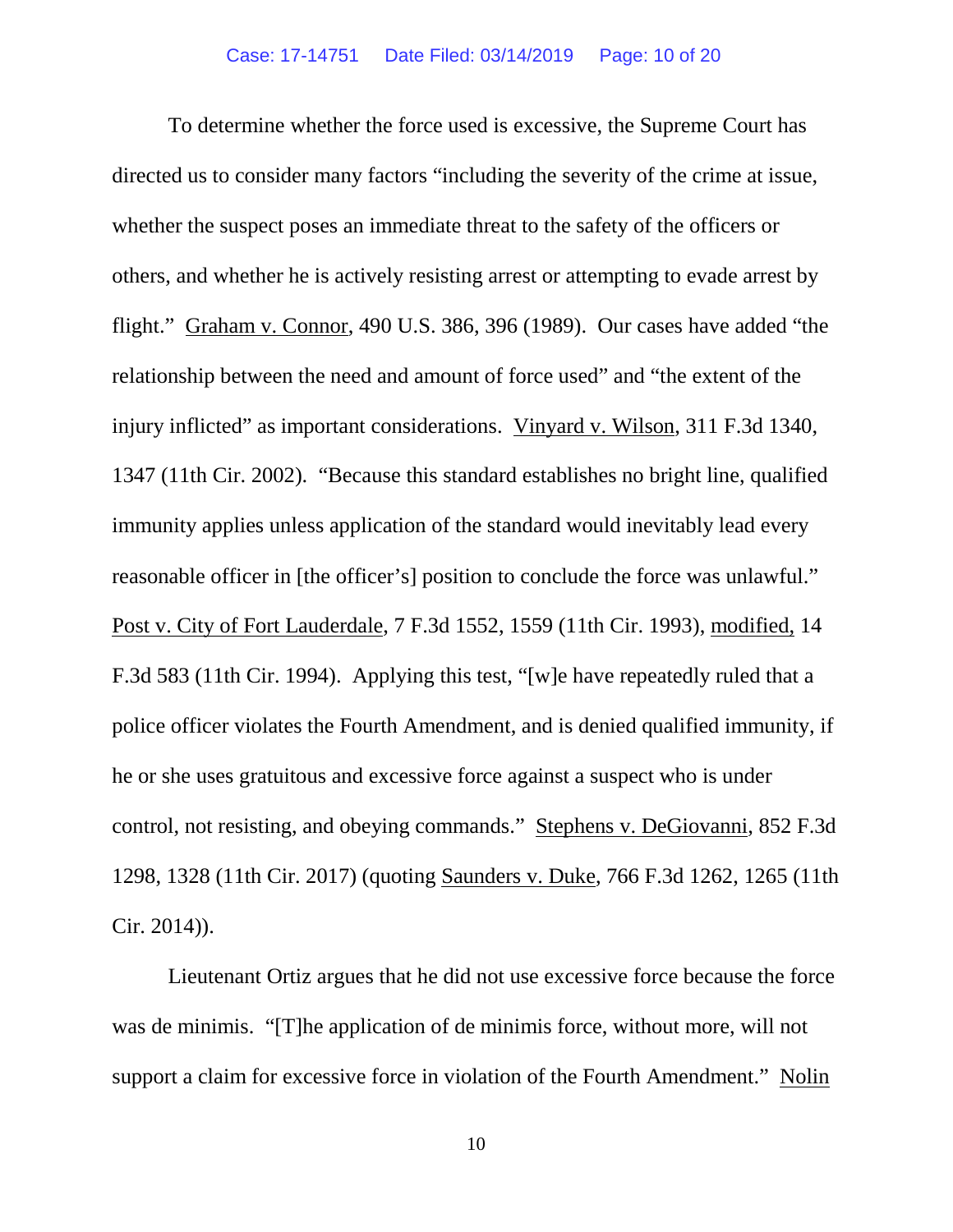To determine whether the force used is excessive, the Supreme Court has directed us to consider many factors "including the severity of the crime at issue, whether the suspect poses an immediate threat to the safety of the officers or others, and whether he is actively resisting arrest or attempting to evade arrest by flight." Graham v. Connor, 490 U.S. 386, 396 (1989). Our cases have added "the relationship between the need and amount of force used" and "the extent of the injury inflicted" as important considerations. Vinyard v. Wilson, 311 F.3d 1340, 1347 (11th Cir. 2002). "Because this standard establishes no bright line, qualified immunity applies unless application of the standard would inevitably lead every reasonable officer in [the officer's] position to conclude the force was unlawful." Post v. City of Fort Lauderdale, 7 F.3d 1552, 1559 (11th Cir. 1993), modified, 14 F.3d 583 (11th Cir. 1994). Applying this test, "[w]e have repeatedly ruled that a police officer violates the Fourth Amendment, and is denied qualified immunity, if he or she uses gratuitous and excessive force against a suspect who is under control, not resisting, and obeying commands." Stephens v. DeGiovanni, 852 F.3d 1298, 1328 (11th Cir. 2017) (quoting Saunders v. Duke, 766 F.3d 1262, 1265 (11th Cir. 2014)).

Lieutenant Ortiz argues that he did not use excessive force because the force was de minimis. "[T]he application of de minimis force, without more, will not support a claim for excessive force in violation of the Fourth Amendment." Nolin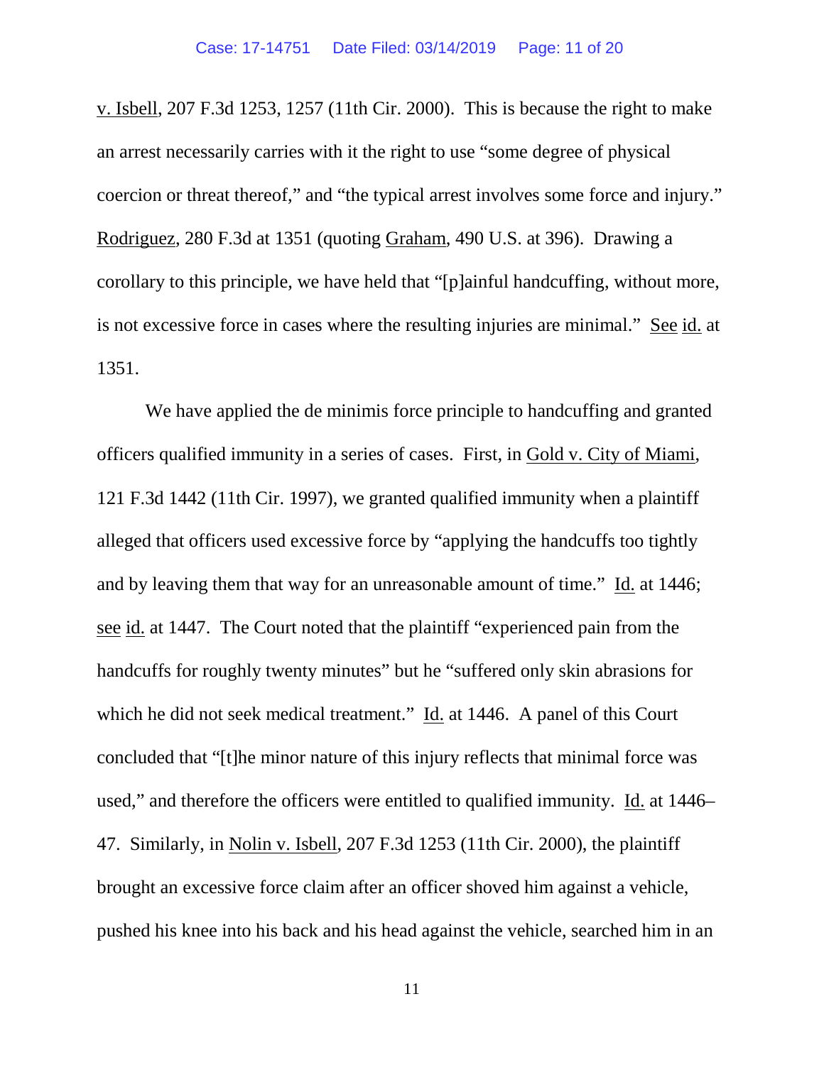v. Isbell, 207 F.3d 1253, 1257 (11th Cir. 2000). This is because the right to make an arrest necessarily carries with it the right to use "some degree of physical coercion or threat thereof," and "the typical arrest involves some force and injury." Rodriguez, 280 F.3d at 1351 (quoting Graham, 490 U.S. at 396). Drawing a corollary to this principle, we have held that "[p]ainful handcuffing, without more, is not excessive force in cases where the resulting injuries are minimal." See id. at 1351.

We have applied the de minimis force principle to handcuffing and granted officers qualified immunity in a series of cases. First, in Gold v. City of Miami, 121 F.3d 1442 (11th Cir. 1997), we granted qualified immunity when a plaintiff alleged that officers used excessive force by "applying the handcuffs too tightly and by leaving them that way for an unreasonable amount of time." Id. at 1446; see id. at 1447. The Court noted that the plaintiff "experienced pain from the handcuffs for roughly twenty minutes" but he "suffered only skin abrasions for which he did not seek medical treatment." Id. at 1446. A panel of this Court concluded that "[t]he minor nature of this injury reflects that minimal force was used," and therefore the officers were entitled to qualified immunity. Id. at 1446–47. Similarly, in Nolin v. Isbell, 207 F.3d 1253 (11th Cir. 2000), the plaintiff brought an excessive force claim after an officer shoved him against a vehicle, pushed his knee into his back and his head against the vehicle, searched him in an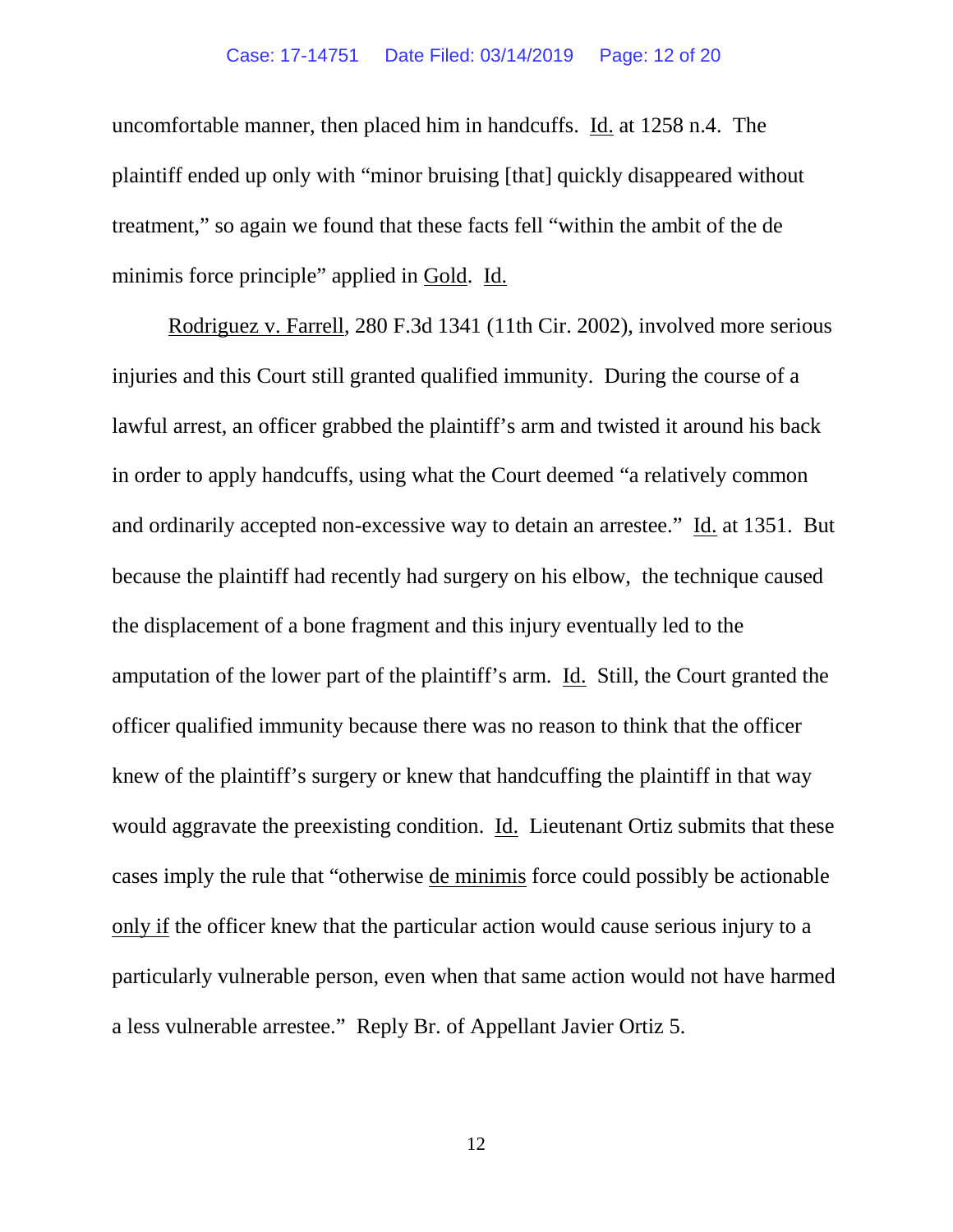uncomfortable manner, then placed him in handcuffs. Id. at 1258 n.4. The plaintiff ended up only with "minor bruising [that] quickly disappeared without treatment," so again we found that these facts fell "within the ambit of the de minimis force principle" applied in Gold. Id.

Rodriguez v. Farrell, 280 F.3d 1341 (11th Cir. 2002), involved more serious injuries and this Court still granted qualified immunity. During the course of a lawful arrest, an officer grabbed the plaintiff's arm and twisted it around his back in order to apply handcuffs, using what the Court deemed "a relatively common and ordinarily accepted non-excessive way to detain an arrestee." Id. at 1351. But because the plaintiff had recently had surgery on his elbow, the technique caused the displacement of a bone fragment and this injury eventually led to the amputation of the lower part of the plaintiff's arm. Id. Still, the Court granted the officer qualified immunity because there was no reason to think that the officer knew of the plaintiff's surgery or knew that handcuffing the plaintiff in that way would aggravate the preexisting condition. Id. Lieutenant Ortiz submits that these cases imply the rule that "otherwise de minimis force could possibly be actionable only if the officer knew that the particular action would cause serious injury to a particularly vulnerable person, even when that same action would not have harmed a less vulnerable arrestee." Reply Br. of Appellant Javier Ortiz 5.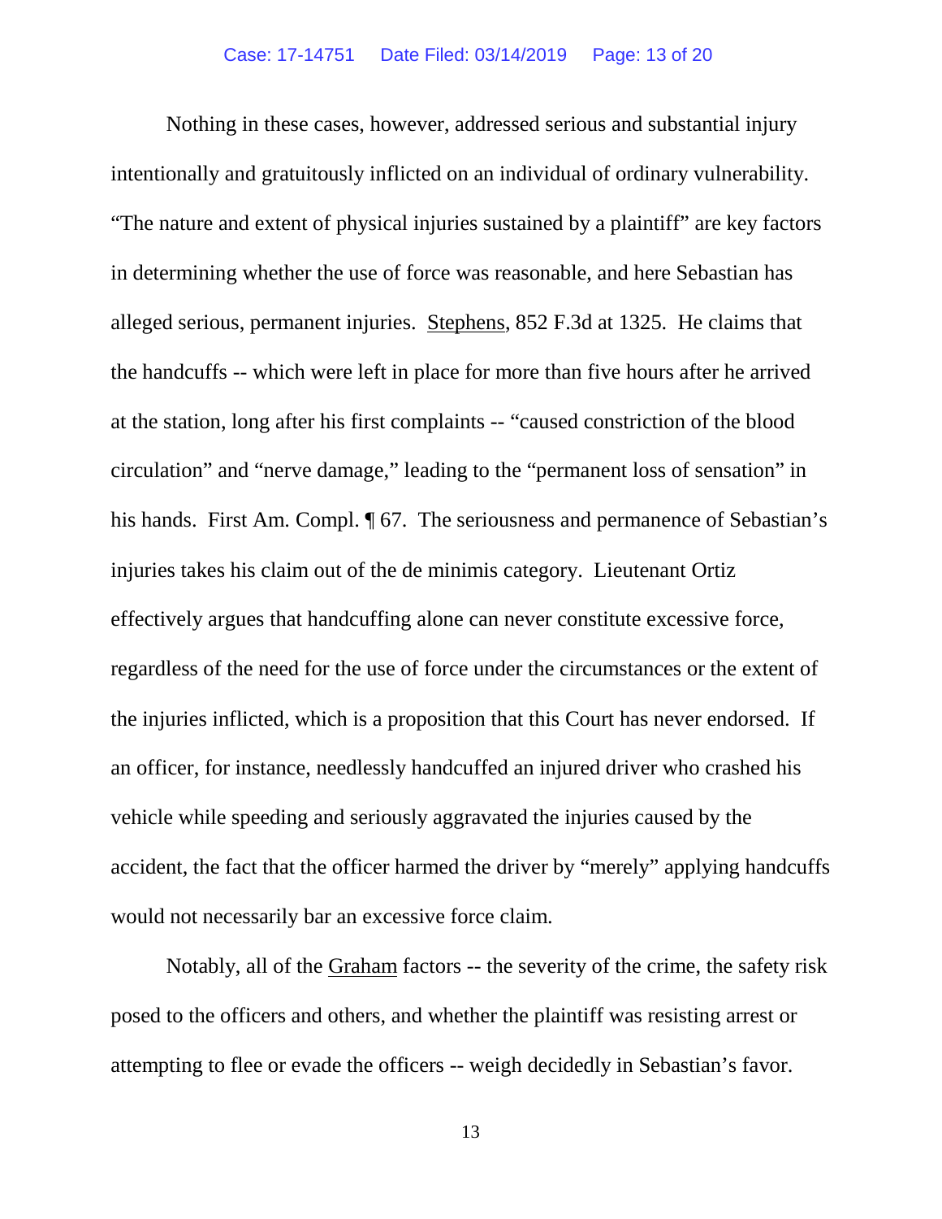Nothing in these cases, however, addressed serious and substantial injury intentionally and gratuitously inflicted on an individual of ordinary vulnerability. "The nature and extent of physical injuries sustained by a plaintiff" are key factors in determining whether the use of force was reasonable, and here Sebastian has alleged serious, permanent injuries. Stephens, 852 F.3d at 1325. He claims that the handcuffs -- which were left in place for more than five hours after he arrived at the station, long after his first complaints -- "caused constriction of the blood circulation" and "nerve damage," leading to the "permanent loss of sensation" in his hands. First Am. Compl. ¶ 67. The seriousness and permanence of Sebastian's injuries takes his claim out of the de minimis category. Lieutenant Ortiz effectively argues that handcuffing alone can never constitute excessive force, regardless of the need for the use of force under the circumstances or the extent of the injuries inflicted, which is a proposition that this Court has never endorsed. If an officer, for instance, needlessly handcuffed an injured driver who crashed his vehicle while speeding and seriously aggravated the injuries caused by the accident, the fact that the officer harmed the driver by "merely" applying handcuffs would not necessarily bar an excessive force claim.

Notably, all of the Graham factors -- the severity of the crime, the safety risk posed to the officers and others, and whether the plaintiff was resisting arrest or attempting to flee or evade the officers -- weigh decidedly in Sebastian's favor.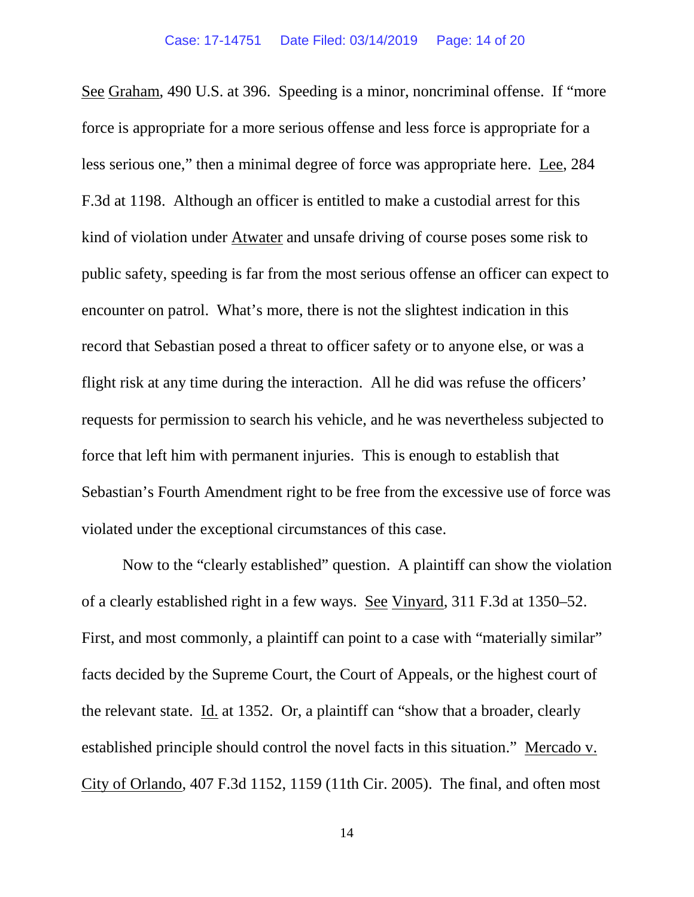See Graham, 490 U.S. at 396. Speeding is a minor, noncriminal offense. If "more force is appropriate for a more serious offense and less force is appropriate for a less serious one," then a minimal degree of force was appropriate here. Lee, 284 F.3d at 1198. Although an officer is entitled to make a custodial arrest for this kind of violation under Atwater and unsafe driving of course poses some risk to public safety, speeding is far from the most serious offense an officer can expect to encounter on patrol. What's more, there is not the slightest indication in this record that Sebastian posed a threat to officer safety or to anyone else, or was a flight risk at any time during the interaction. All he did was refuse the officers' requests for permission to search his vehicle, and he was nevertheless subjected to force that left him with permanent injuries. This is enough to establish that Sebastian's Fourth Amendment right to be free from the excessive use of force was violated under the exceptional circumstances of this case.

Now to the "clearly established" question. A plaintiff can show the violation of a clearly established right in a few ways. See Vinyard, 311 F.3d at 1350–52. First, and most commonly, a plaintiff can point to a case with "materially similar" facts decided by the Supreme Court, the Court of Appeals, or the highest court of the relevant state. Id. at 1352. Or, a plaintiff can "show that a broader, clearly established principle should control the novel facts in this situation." Mercado v. City of Orlando, 407 F.3d 1152, 1159 (11th Cir. 2005). The final, and often most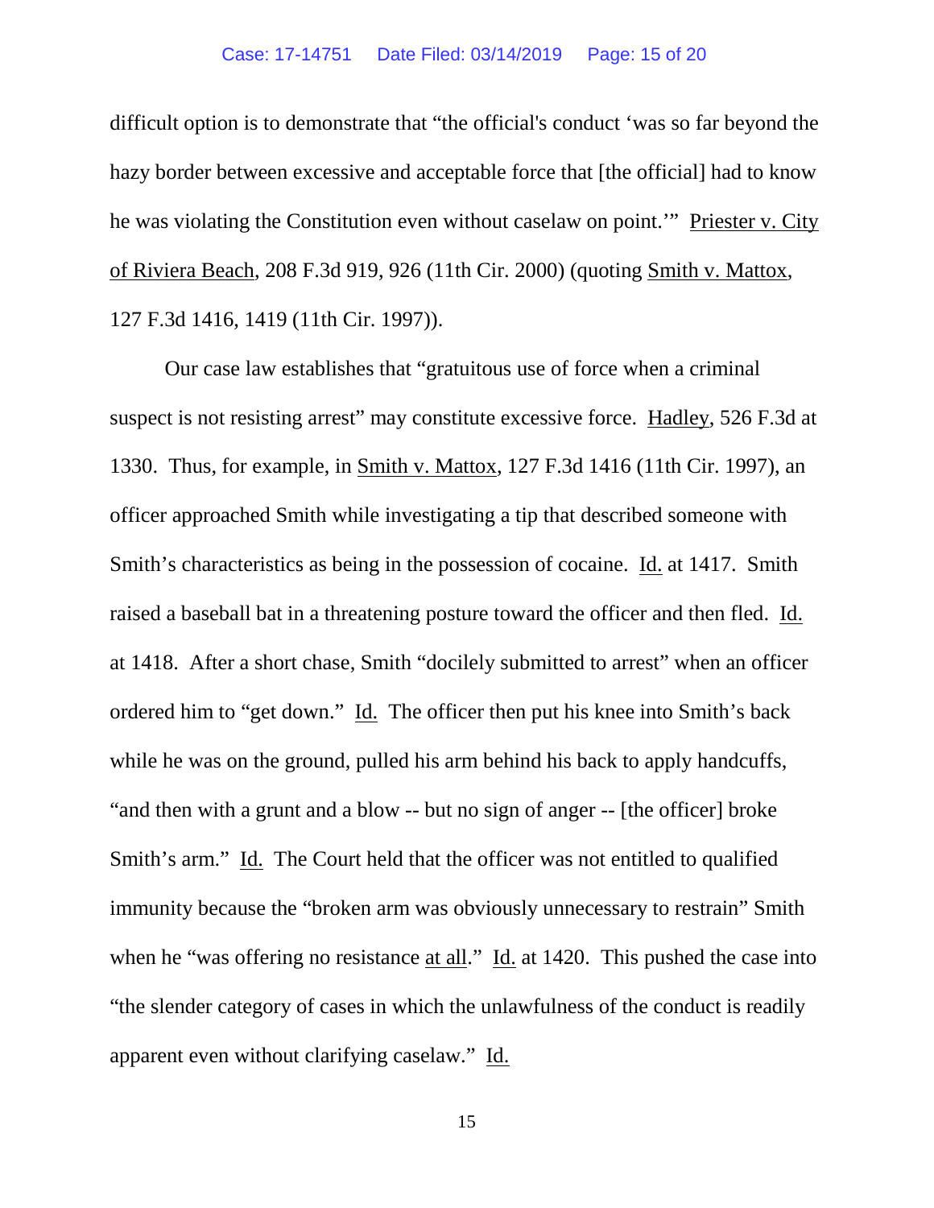difficult option is to demonstrate that "the official's conduct 'was so far beyond the hazy border between excessive and acceptable force that [the official] had to know he was violating the Constitution even without caselaw on point.'" Priester v. City of Riviera Beach, 208 F.3d 919, 926 (11th Cir. 2000) (quoting Smith v. Mattox, 127 F.3d 1416, 1419 (11th Cir. 1997)).

Our case law establishes that "gratuitous use of force when a criminal suspect is not resisting arrest" may constitute excessive force. Hadley, 526 F.3d at 1330. Thus, for example, in Smith v. Mattox, 127 F.3d 1416 (11th Cir. 1997), an officer approached Smith while investigating a tip that described someone with Smith's characteristics as being in the possession of cocaine. Id. at 1417. Smith raised a baseball bat in a threatening posture toward the officer and then fled. Id. at 1418. After a short chase, Smith "docilely submitted to arrest" when an officer ordered him to "get down." Id. The officer then put his knee into Smith's back while he was on the ground, pulled his arm behind his back to apply handcuffs, "and then with a grunt and a blow -- but no sign of anger -- [the officer] broke Smith's arm." Id. The Court held that the officer was not entitled to qualified immunity because the "broken arm was obviously unnecessary to restrain" Smith when he "was offering no resistance at all." Id. at 1420. This pushed the case into "the slender category of cases in which the unlawfulness of the conduct is readily apparent even without clarifying caselaw." Id.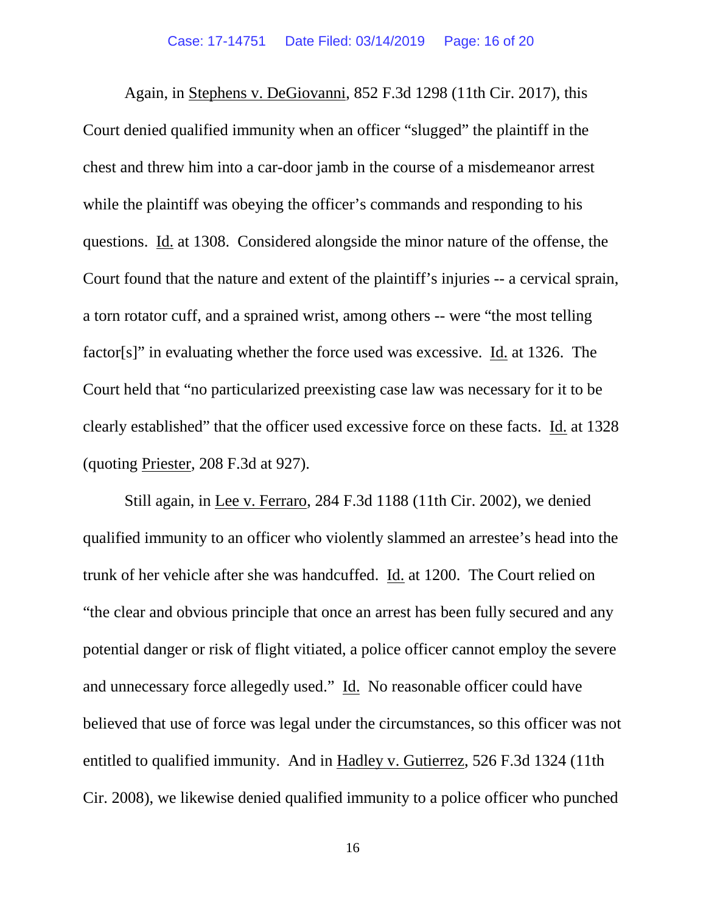Again, in Stephens v. DeGiovanni, 852 F.3d 1298 (11th Cir. 2017), this Court denied qualified immunity when an officer "slugged" the plaintiff in the chest and threw him into a car-door jamb in the course of a misdemeanor arrest while the plaintiff was obeying the officer's commands and responding to his questions. Id. at 1308. Considered alongside the minor nature of the offense, the Court found that the nature and extent of the plaintiff's injuries -- a cervical sprain, a torn rotator cuff, and a sprained wrist, among others -- were "the most telling factor[s]" in evaluating whether the force used was excessive. Id. at 1326. The Court held that "no particularized preexisting case law was necessary for it to be clearly established" that the officer used excessive force on these facts. Id. at 1328 (quoting Priester, 208 F.3d at 927).

Still again, in Lee v. Ferraro, 284 F.3d 1188 (11th Cir. 2002), we denied qualified immunity to an officer who violently slammed an arrestee's head into the trunk of her vehicle after she was handcuffed. Id. at 1200. The Court relied on "the clear and obvious principle that once an arrest has been fully secured and any potential danger or risk of flight vitiated, a police officer cannot employ the severe and unnecessary force allegedly used." Id. No reasonable officer could have believed that use of force was legal under the circumstances, so this officer was not entitled to qualified immunity. And in Hadley v. Gutierrez, 526 F.3d 1324 (11th Cir. 2008), we likewise denied qualified immunity to a police officer who punched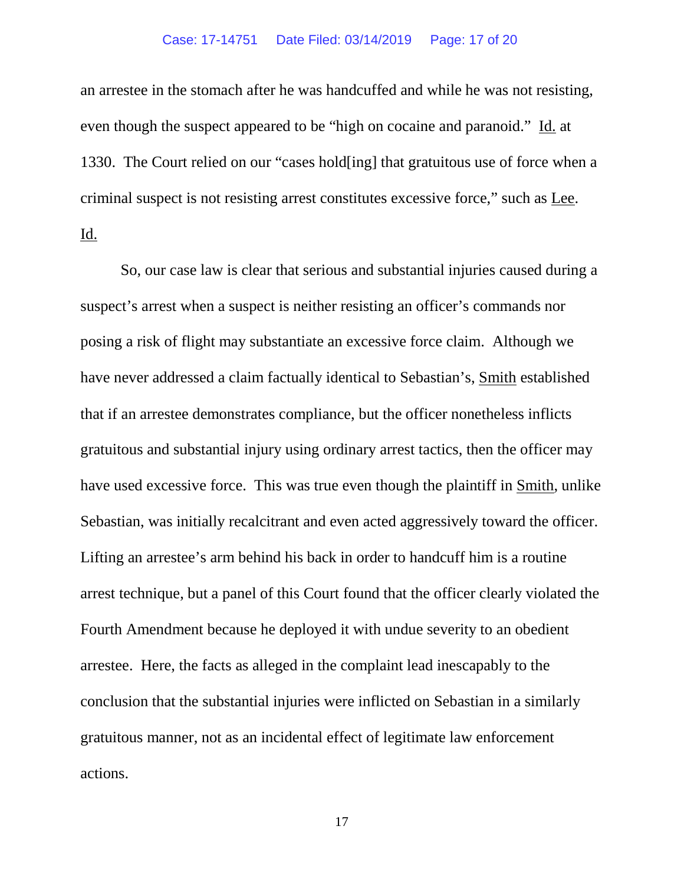an arrestee in the stomach after he was handcuffed and while he was not resisting, even though the suspect appeared to be "high on cocaine and paranoid." Id. at 1330. The Court relied on our "cases hold[ing] that gratuitous use of force when a criminal suspect is not resisting arrest constitutes excessive force," such as Lee. Id.

So, our case law is clear that serious and substantial injuries caused during a suspect's arrest when a suspect is neither resisting an officer's commands nor posing a risk of flight may substantiate an excessive force claim. Although we have never addressed a claim factually identical to Sebastian's, Smith established that if an arrestee demonstrates compliance, but the officer nonetheless inflicts gratuitous and substantial injury using ordinary arrest tactics, then the officer may have used excessive force. This was true even though the plaintiff in Smith, unlike Sebastian, was initially recalcitrant and even acted aggressively toward the officer. Lifting an arrestee's arm behind his back in order to handcuff him is a routine arrest technique, but a panel of this Court found that the officer clearly violated the Fourth Amendment because he deployed it with undue severity to an obedient arrestee. Here, the facts as alleged in the complaint lead inescapably to the conclusion that the substantial injuries were inflicted on Sebastian in a similarly gratuitous manner, not as an incidental effect of legitimate law enforcement actions.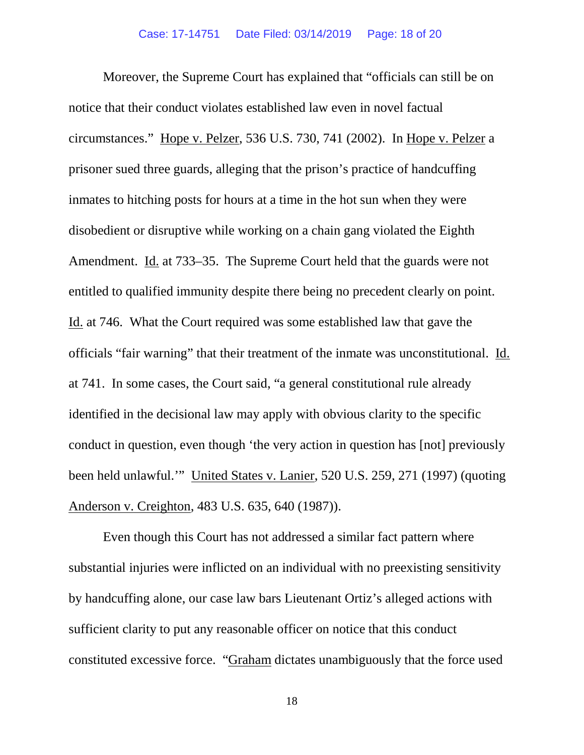Moreover, the Supreme Court has explained that "officials can still be on notice that their conduct violates established law even in novel factual circumstances." Hope v. Pelzer, 536 U.S. 730, 741 (2002). In Hope v. Pelzer a prisoner sued three guards, alleging that the prison's practice of handcuffing inmates to hitching posts for hours at a time in the hot sun when they were disobedient or disruptive while working on a chain gang violated the Eighth Amendment. Id. at 733–35. The Supreme Court held that the guards were not entitled to qualified immunity despite there being no precedent clearly on point. Id. at 746. What the Court required was some established law that gave the officials "fair warning" that their treatment of the inmate was unconstitutional. Id. at 741. In some cases, the Court said, "a general constitutional rule already identified in the decisional law may apply with obvious clarity to the specific conduct in question, even though 'the very action in question has [not] previously been held unlawful.'" United States v. Lanier, 520 U.S. 259, 271 (1997) (quoting Anderson v. Creighton, 483 U.S. 635, 640 (1987)).

Even though this Court has not addressed a similar fact pattern where substantial injuries were inflicted on an individual with no preexisting sensitivity by handcuffing alone, our case law bars Lieutenant Ortiz's alleged actions with sufficient clarity to put any reasonable officer on notice that this conduct constituted excessive force. "Graham dictates unambiguously that the force used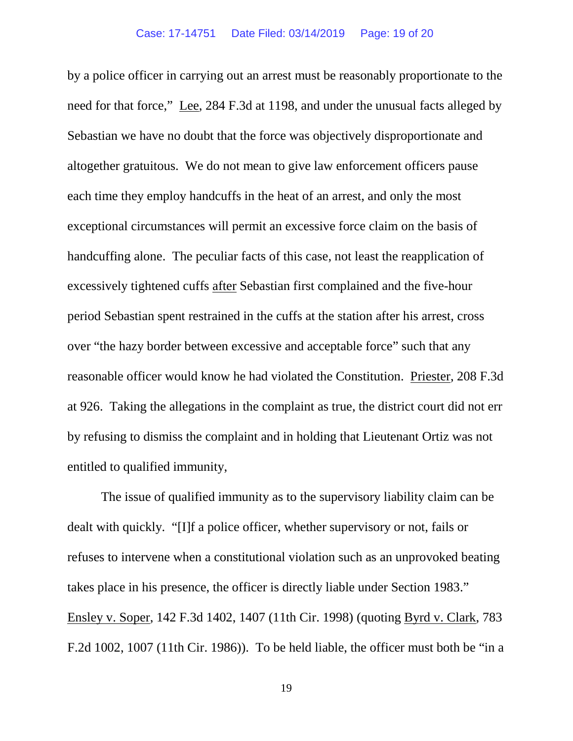by a police officer in carrying out an arrest must be reasonably proportionate to the need for that force," Lee, 284 F.3d at 1198, and under the unusual facts alleged by Sebastian we have no doubt that the force was objectively disproportionate and altogether gratuitous. We do not mean to give law enforcement officers pause each time they employ handcuffs in the heat of an arrest, and only the most exceptional circumstances will permit an excessive force claim on the basis of handcuffing alone. The peculiar facts of this case, not least the reapplication of excessively tightened cuffs after Sebastian first complained and the five-hour period Sebastian spent restrained in the cuffs at the station after his arrest, cross over "the hazy border between excessive and acceptable force" such that any reasonable officer would know he had violated the Constitution. Priester, 208 F.3d at 926. Taking the allegations in the complaint as true, the district court did not err by refusing to dismiss the complaint and in holding that Lieutenant Ortiz was not entitled to qualified immunity,

The issue of qualified immunity as to the supervisory liability claim can be dealt with quickly. "[I]f a police officer, whether supervisory or not, fails or refuses to intervene when a constitutional violation such as an unprovoked beating takes place in his presence, the officer is directly liable under Section 1983." Ensley v. Soper, 142 F.3d 1402, 1407 (11th Cir. 1998) (quoting Byrd v. Clark, 783 F.2d 1002, 1007 (11th Cir. 1986)). To be held liable, the officer must both be "in a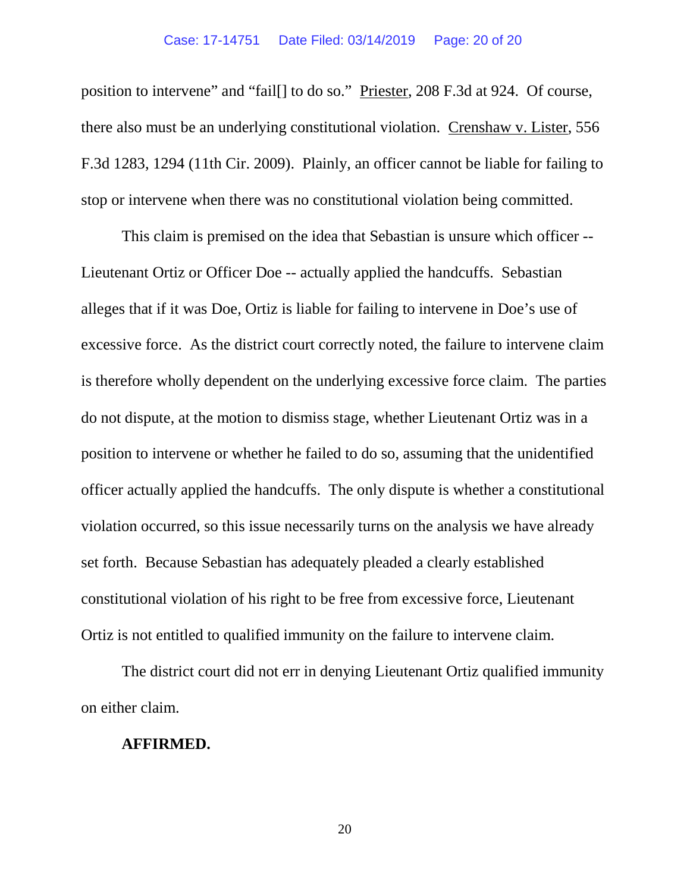position to intervene" and "fail[] to do so." Priester, 208 F.3d at 924. Of course, there also must be an underlying constitutional violation. Crenshaw v. Lister, 556 F.3d 1283, 1294 (11th Cir. 2009). Plainly, an officer cannot be liable for failing to stop or intervene when there was no constitutional violation being committed.

This claim is premised on the idea that Sebastian is unsure which officer -- Lieutenant Ortiz or Officer Doe -- actually applied the handcuffs. Sebastian alleges that if it was Doe, Ortiz is liable for failing to intervene in Doe's use of excessive force. As the district court correctly noted, the failure to intervene claim is therefore wholly dependent on the underlying excessive force claim. The parties do not dispute, at the motion to dismiss stage, whether Lieutenant Ortiz was in a position to intervene or whether he failed to do so, assuming that the unidentified officer actually applied the handcuffs. The only dispute is whether a constitutional violation occurred, so this issue necessarily turns on the analysis we have already set forth. Because Sebastian has adequately pleaded a clearly established constitutional violation of his right to be free from excessive force, Lieutenant Ortiz is not entitled to qualified immunity on the failure to intervene claim.

The district court did not err in denying Lieutenant Ortiz qualified immunity on either claim.

**AFFIRMED.**